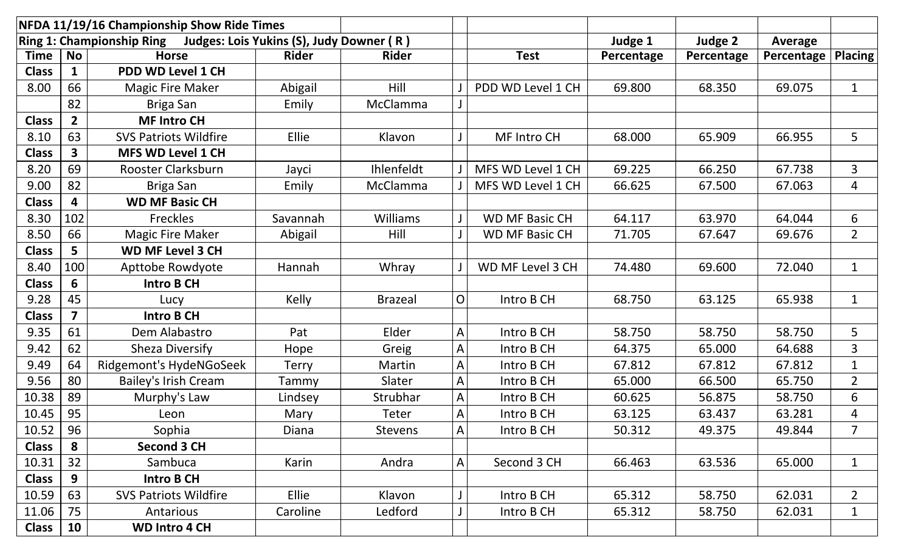| NFDA 11/19/16 Championship Show Ride Times | | | | | | | | | | |
|---|---|---|---|---|---|---|---|---|---|---|
| Ring 1: Championship Ring | | Judges: Lois Yukins (S), Judy Downer ( R ) | | | | | Judge 1 | Judge 2 | Average | |
| Time | No | Horse | Rider | Rider | | Test | Percentage | Percentage | Percentage | Placing |
| Class | 1 | **PDD WD Level 1 CH** | | | | | | | | |
| 8.00 | 66 | Magic Fire Maker | Abigail | Hill | J | PDD WD Level 1 CH | 69.800 | 68.350 | 69.075 | 1 |
| | 82 | Briga San | Emily | McClamma | J | | | | | |
| Class | 2 | **MF Intro CH** | | | | | | | | |
| 8.10 | 63 | SVS Patriots Wildfire | Ellie | Klavon | J | MF Intro CH | 68.000 | 65.909 | 66.955 | 5 |
| Class | 3 | **MFS WD Level 1 CH** | | | | | | | | |
| 8.20 | 69 | Rooster Clarksburn | Jayci | Ihlenfeldt | J | MFS WD Level 1 CH | 69.225 | 66.250 | 67.738 | 3 |
| 9.00 | 82 | Briga San | Emily | McClamma | J | MFS WD Level 1 CH | 66.625 | 67.500 | 67.063 | 4 |
| Class | 4 | **WD MF Basic CH** | | | | | | | | |
| 8.30 | 102 | Freckles | Savannah | Williams | J | WD MF Basic CH | 64.117 | 63.970 | 64.044 | 6 |
| 8.50 | 66 | Magic Fire Maker | Abigail | Hill | J | WD MF Basic CH | 71.705 | 67.647 | 69.676 | 2 |
| Class | 5 | **WD MF Level 3 CH** | | | | | | | | |
| 8.40 | 100 | Apttobe Rowdyote | Hannah | Whray | J | WD MF Level 3 CH | 74.480 | 69.600 | 72.040 | 1 |
| Class | 6 | **Intro B CH** | | | | | | | | |
| 9.28 | 45 | Lucy | Kelly | Brazeal | O | Intro B CH | 68.750 | 63.125 | 65.938 | 1 |
| Class | 7 | **Intro B CH** | | | | | | | | |
| 9.35 | 61 | Dem Alabastro | Pat | Elder | A | Intro B CH | 58.750 | 58.750 | 58.750 | 5 |
| 9.42 | 62 | Sheza Diversify | Hope | Greig | A | Intro B CH | 64.375 | 65.000 | 64.688 | 3 |
| 9.49 | 64 | Ridgemont's HydeNGoSeek | Terry | Martin | A | Intro B CH | 67.812 | 67.812 | 67.812 | 1 |
| 9.56 | 80 | Bailey's Irish Cream | Tammy | Slater | A | Intro B CH | 65.000 | 66.500 | 65.750 | 2 |
| 10.38 | 89 | Murphy's Law | Lindsey | Strubhar | A | Intro B CH | 60.625 | 56.875 | 58.750 | 6 |
| 10.45 | 95 | Leon | Mary | Teter | A | Intro B CH | 63.125 | 63.437 | 63.281 | 4 |
| 10.52 | 96 | Sophia | Diana | Stevens | A | Intro B CH | 50.312 | 49.375 | 49.844 | 7 |
| Class | 8 | **Second 3 CH** | | | | | | | | |
| 10.31 | 32 | Sambuca | Karin | Andra | A | Second 3 CH | 66.463 | 63.536 | 65.000 | 1 |
| Class | 9 | **Intro B CH** | | | | | | | | |
| 10.59 | 63 | SVS Patriots Wildfire | Ellie | Klavon | J | Intro B CH | 65.312 | 58.750 | 62.031 | 2 |
| 11.06 | 75 | Antarious | Caroline | Ledford | J | Intro B CH | 65.312 | 58.750 | 62.031 | 1 |
| Class | 10 | **WD Intro 4 CH** | | | | | | | | |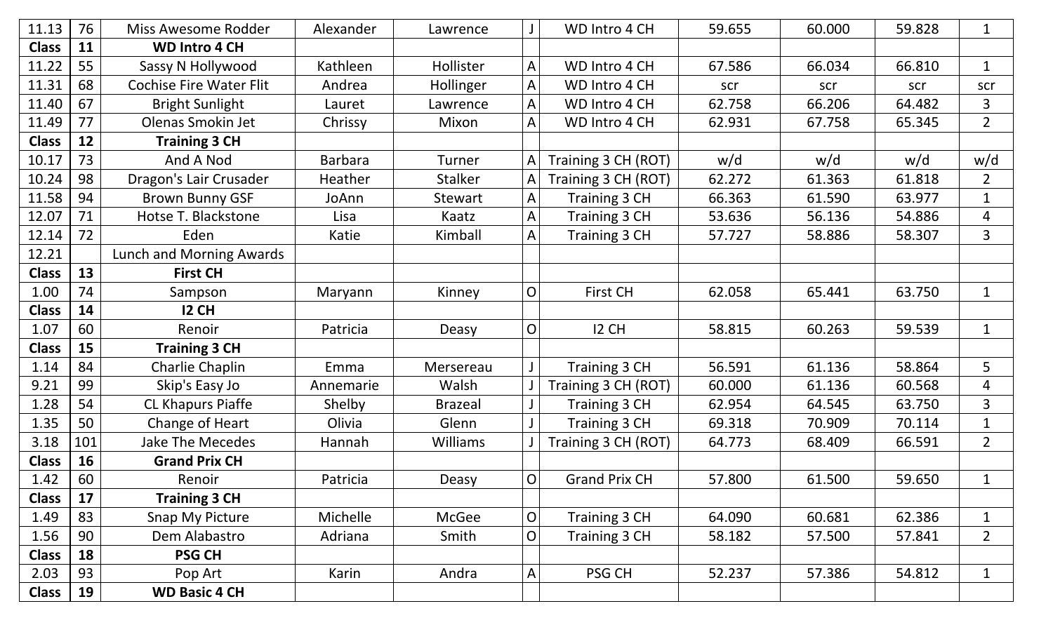| | | | | | | | | | | |
|---|---|---|---|---|---|---|---|---|---|---|
| 11.13 | 76 | Miss Awesome Rodder | Alexander | Lawrence | J | WD Intro 4 CH | 59.655 | 60.000 | 59.828 | 1 |
| **Class** | **11** | **WD Intro 4 CH** | | | | | | | | |
| 11.22 | 55 | Sassy N Hollywood | Kathleen | Hollister | A | WD Intro 4 CH | 67.586 | 66.034 | 66.810 | 1 |
| 11.31 | 68 | Cochise Fire Water Flit | Andrea | Hollinger | A | WD Intro 4 CH | scr | scr | scr | scr |
| 11.40 | 67 | Bright Sunlight | Lauret | Lawrence | A | WD Intro 4 CH | 62.758 | 66.206 | 64.482 | 3 |
| 11.49 | 77 | Olenas Smokin Jet | Chrissy | Mixon | A | WD Intro 4 CH | 62.931 | 67.758 | 65.345 | 2 |
| **Class** | **12** | **Training 3 CH** | | | | | | | | |
| 10.17 | 73 | And A Nod | Barbara | Turner | A | Training 3 CH (ROT) | w/d | w/d | w/d | w/d |
| 10.24 | 98 | Dragon's Lair Crusader | Heather | Stalker | A | Training 3 CH (ROT) | 62.272 | 61.363 | 61.818 | 2 |
| 11.58 | 94 | Brown Bunny GSF | JoAnn | Stewart | A | Training 3 CH | 66.363 | 61.590 | 63.977 | 1 |
| 12.07 | 71 | Hotse T. Blackstone | Lisa | Kaatz | A | Training 3 CH | 53.636 | 56.136 | 54.886 | 4 |
| 12.14 | 72 | Eden | Katie | Kimball | A | Training 3 CH | 57.727 | 58.886 | 58.307 | 3 |
| 12.21 | | Lunch and Morning Awards | | | | | | | | |
| **Class** | **13** | **First CH** | | | | | | | | |
| 1.00 | 74 | Sampson | Maryann | Kinney | O | First CH | 62.058 | 65.441 | 63.750 | 1 |
| **Class** | **14** | **I2 CH** | | | | | | | | |
| 1.07 | 60 | Renoir | Patricia | Deasy | O | I2 CH | 58.815 | 60.263 | 59.539 | 1 |
| **Class** | **15** | **Training 3 CH** | | | | | | | | |
| 1.14 | 84 | Charlie Chaplin | Emma | Mersereau | J | Training 3 CH | 56.591 | 61.136 | 58.864 | 5 |
| 9.21 | 99 | Skip's Easy Jo | Annemarie | Walsh | J | Training 3 CH (ROT) | 60.000 | 61.136 | 60.568 | 4 |
| 1.28 | 54 | CL Khapurs Piaffe | Shelby | Brazeal | J | Training 3 CH | 62.954 | 64.545 | 63.750 | 3 |
| 1.35 | 50 | Change of Heart | Olivia | Glenn | J | Training 3 CH | 69.318 | 70.909 | 70.114 | 1 |
| 3.18 | 101 | Jake The Mecedes | Hannah | Williams | J | Training 3 CH (ROT) | 64.773 | 68.409 | 66.591 | 2 |
| **Class** | **16** | **Grand Prix CH** | | | | | | | | |
| 1.42 | 60 | Renoir | Patricia | Deasy | O | Grand Prix CH | 57.800 | 61.500 | 59.650 | 1 |
| **Class** | **17** | **Training 3 CH** | | | | | | | | |
| 1.49 | 83 | Snap My Picture | Michelle | McGee | O | Training 3 CH | 64.090 | 60.681 | 62.386 | 1 |
| 1.56 | 90 | Dem Alabastro | Adriana | Smith | O | Training 3 CH | 58.182 | 57.500 | 57.841 | 2 |
| **Class** | **18** | **PSG CH** | | | | | | | | |
| 2.03 | 93 | Pop Art | Karin | Andra | A | PSG CH | 52.237 | 57.386 | 54.812 | 1 |
| **Class** | **19** | **WD Basic 4 CH** | | | | | | | | |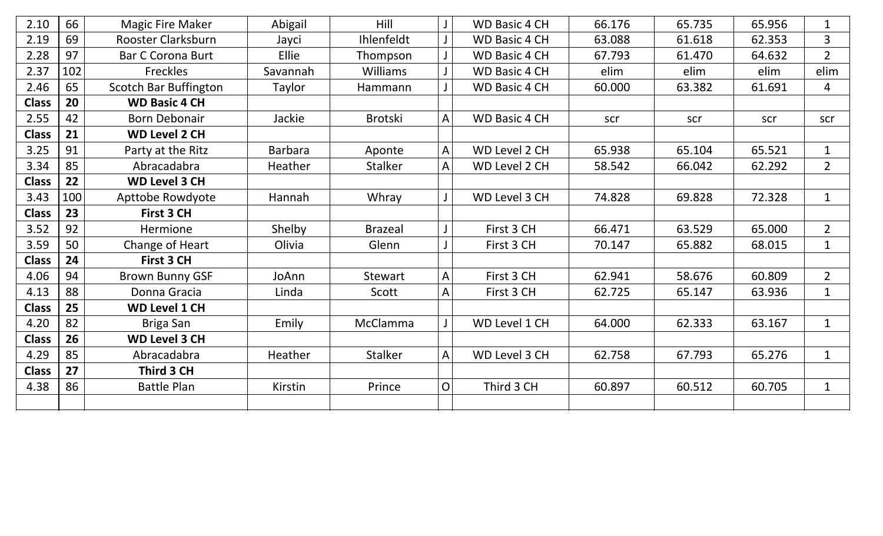| 2.10 | 66 | Magic Fire Maker | Abigail | Hill | J | WD Basic 4 CH | 66.176 | 65.735 | 65.956 | 1 |
|---|---|---|---|---|---|---|---|---|---|---|
| 2.19 | 69 | Rooster Clarksburn | Jayci | Ihlenfeldt | J | WD Basic 4 CH | 63.088 | 61.618 | 62.353 | 3 |
| 2.28 | 97 | Bar C Corona Burt | Ellie | Thompson | J | WD Basic 4 CH | 67.793 | 61.470 | 64.632 | 2 |
| 2.37 | 102 | Freckles | Savannah | Williams | J | WD Basic 4 CH | elim | elim | elim | elim |
| 2.46 | 65 | Scotch Bar Buffington | Taylor | Hammann | J | WD Basic 4 CH | 60.000 | 63.382 | 61.691 | 4 |
| **Class** | **20** | **WD Basic 4 CH** | | | | | | | | |
| 2.55 | 42 | Born Debonair | Jackie | Brotski | A | WD Basic 4 CH | scr | scr | scr | scr |
| **Class** | **21** | **WD Level 2 CH** | | | | | | | | |
| 3.25 | 91 | Party at the Ritz | Barbara | Aponte | A | WD Level 2 CH | 65.938 | 65.104 | 65.521 | 1 |
| 3.34 | 85 | Abracadabra | Heather | Stalker | A | WD Level 2 CH | 58.542 | 66.042 | 62.292 | 2 |
| **Class** | **22** | **WD Level 3 CH** | | | | | | | | |
| 3.43 | 100 | Apttobe Rowdyote | Hannah | Whray | J | WD Level 3 CH | 74.828 | 69.828 | 72.328 | 1 |
| **Class** | **23** | **First 3 CH** | | | | | | | | |
| 3.52 | 92 | Hermione | Shelby | Brazeal | J | First 3 CH | 66.471 | 63.529 | 65.000 | 2 |
| 3.59 | 50 | Change of Heart | Olivia | Glenn | J | First 3 CH | 70.147 | 65.882 | 68.015 | 1 |
| **Class** | **24** | **First 3 CH** | | | | | | | | |
| 4.06 | 94 | Brown Bunny GSF | JoAnn | Stewart | A | First 3 CH | 62.941 | 58.676 | 60.809 | 2 |
| 4.13 | 88 | Donna Gracia | Linda | Scott | A | First 3 CH | 62.725 | 65.147 | 63.936 | 1 |
| **Class** | **25** | **WD Level 1 CH** | | | | | | | | |
| 4.20 | 82 | Briga San | Emily | McClamma | J | WD Level 1 CH | 64.000 | 62.333 | 63.167 | 1 |
| **Class** | **26** | **WD Level 3 CH** | | | | | | | | |
| 4.29 | 85 | Abracadabra | Heather | Stalker | A | WD Level 3 CH | 62.758 | 67.793 | 65.276 | 1 |
| **Class** | **27** | **Third 3 CH** | | | | | | | | |
| 4.38 | 86 | Battle Plan | Kirstin | Prince | O | Third 3 CH | 60.897 | 60.512 | 60.705 | 1 |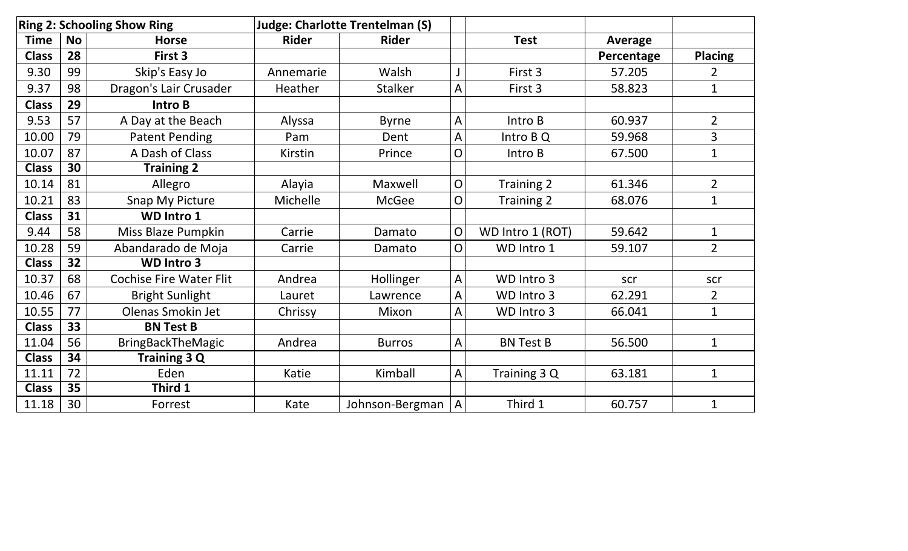| Ring 2: Schooling Show Ring | | | Judge: Charlotte Trentelman (S) | | | | | |
|---|---|---|---|---|---|---|---|---|
| Time | No | Horse | Rider | Rider | | Test | Average | |
| Class | 28 | First 3 | | | | | Percentage | Placing |
| 9.30 | 99 | Skip's Easy Jo | Annemarie | Walsh | J | First 3 | 57.205 | 2 |
| 9.37 | 98 | Dragon's Lair Crusader | Heather | Stalker | A | First 3 | 58.823 | 1 |
| Class | 29 | Intro B | | | | | | |
| 9.53 | 57 | A Day at the Beach | Alyssa | Byrne | A | Intro B | 60.937 | 2 |
| 10.00 | 79 | Patent Pending | Pam | Dent | A | Intro B Q | 59.968 | 3 |
| 10.07 | 87 | A Dash of Class | Kirstin | Prince | O | Intro B | 67.500 | 1 |
| Class | 30 | Training 2 | | | | | | |
| 10.14 | 81 | Allegro | Alayia | Maxwell | O | Training 2 | 61.346 | 2 |
| 10.21 | 83 | Snap My Picture | Michelle | McGee | O | Training 2 | 68.076 | 1 |
| Class | 31 | WD Intro 1 | | | | | | |
| 9.44 | 58 | Miss Blaze Pumpkin | Carrie | Damato | O | WD Intro 1 (ROT) | 59.642 | 1 |
| 10.28 | 59 | Abandarado de Moja | Carrie | Damato | O | WD Intro 1 | 59.107 | 2 |
| Class | 32 | WD Intro 3 | | | | | | |
| 10.37 | 68 | Cochise Fire Water Flit | Andrea | Hollinger | A | WD Intro 3 | scr | scr |
| 10.46 | 67 | Bright Sunlight | Lauret | Lawrence | A | WD Intro 3 | 62.291 | 2 |
| 10.55 | 77 | Olenas Smokin Jet | Chrissy | Mixon | A | WD Intro 3 | 66.041 | 1 |
| Class | 33 | BN Test B | | | | | | |
| 11.04 | 56 | BringBackTheMagic | Andrea | Burros | A | BN Test B | 56.500 | 1 |
| Class | 34 | Training 3 Q | | | | | | |
| 11.11 | 72 | Eden | Katie | Kimball | A | Training 3 Q | 63.181 | 1 |
| Class | 35 | Third 1 | | | | | | |
| 11.18 | 30 | Forrest | Kate | Johnson-Bergman | A | Third 1 | 60.757 | 1 |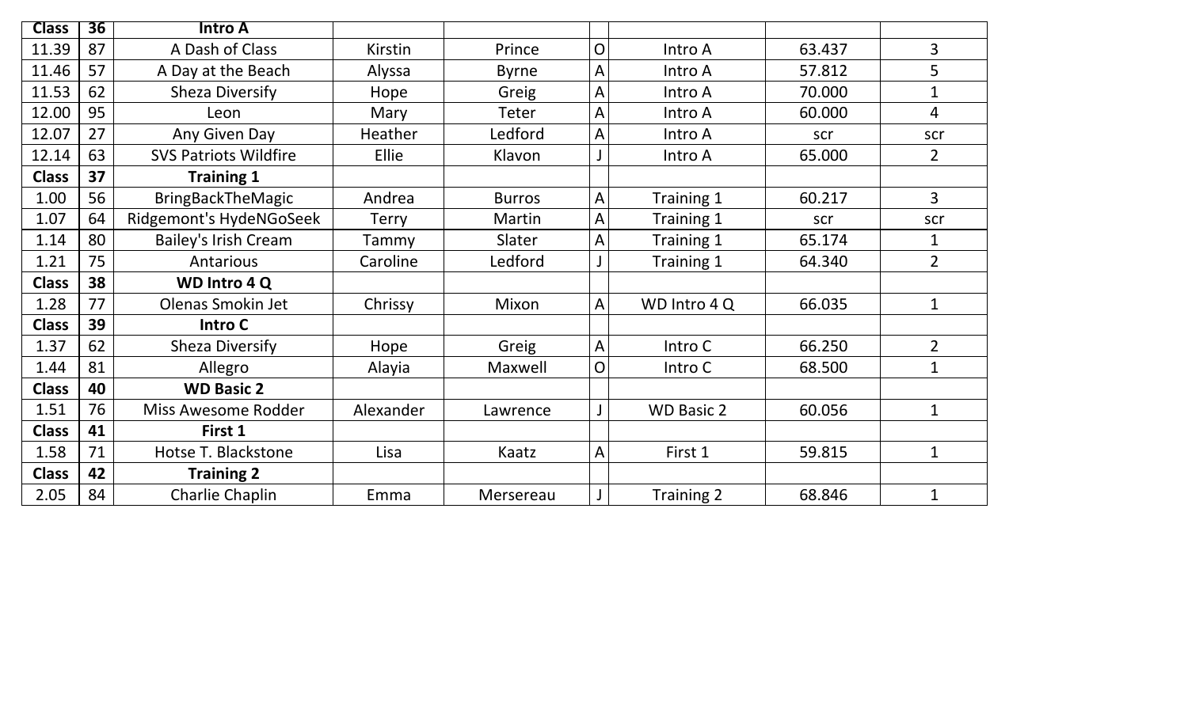| Class | 36 | Intro A | | | | | | |
|---|---|---|---|---|---|---|---|---|
| 11.39 | 87 | A Dash of Class | Kirstin | Prince | O | Intro A | 63.437 | 3 |
| 11.46 | 57 | A Day at the Beach | Alyssa | Byrne | A | Intro A | 57.812 | 5 |
| 11.53 | 62 | Sheza Diversify | Hope | Greig | A | Intro A | 70.000 | 1 |
| 12.00 | 95 | Leon | Mary | Teter | A | Intro A | 60.000 | 4 |
| 12.07 | 27 | Any Given Day | Heather | Ledford | A | Intro A | scr | scr |
| 12.14 | 63 | SVS Patriots Wildfire | Ellie | Klavon | J | Intro A | 65.000 | 2 |
| **Class** | **37** | **Training 1** | | | | | | |
| 1.00 | 56 | BringBackTheMagic | Andrea | Burros | A | Training 1 | 60.217 | 3 |
| 1.07 | 64 | Ridgemont's HydeNGoSeek | Terry | Martin | A | Training 1 | scr | scr |
| 1.14 | 80 | Bailey's Irish Cream | Tammy | Slater | A | Training 1 | 65.174 | 1 |
| 1.21 | 75 | Antarious | Caroline | Ledford | J | Training 1 | 64.340 | 2 |
| **Class** | **38** | **WD Intro 4 Q** | | | | | | |
| 1.28 | 77 | Olenas Smokin Jet | Chrissy | Mixon | A | WD Intro 4 Q | 66.035 | 1 |
| **Class** | **39** | **Intro C** | | | | | | |
| 1.37 | 62 | Sheza Diversify | Hope | Greig | A | Intro C | 66.250 | 2 |
| 1.44 | 81 | Allegro | Alayia | Maxwell | O | Intro C | 68.500 | 1 |
| **Class** | **40** | **WD Basic 2** | | | | | | |
| 1.51 | 76 | Miss Awesome Rodder | Alexander | Lawrence | J | WD Basic 2 | 60.056 | 1 |
| **Class** | **41** | **First 1** | | | | | | |
| 1.58 | 71 | Hotse T. Blackstone | Lisa | Kaatz | A | First 1 | 59.815 | 1 |
| **Class** | **42** | **Training 2** | | | | | | |
| 2.05 | 84 | Charlie Chaplin | Emma | Mersereau | J | Training 2 | 68.846 | 1 |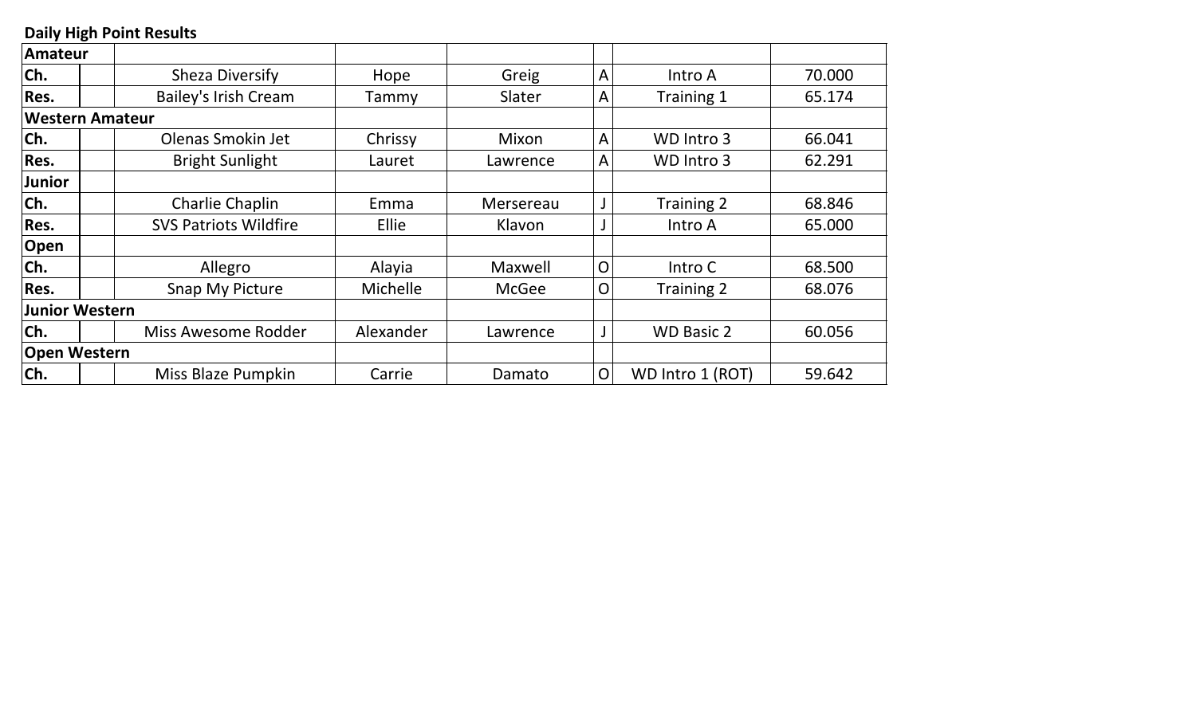**Daily High Point Results**

| | | | | | | | |
|---|---|---|---|---|---|---|---|
| **Amateur** | | | | | | | |
| **Ch.** | | Sheza Diversify | Hope | Greig | A | Intro A | 70.000 |
| **Res.** | | Bailey's Irish Cream | Tammy | Slater | A | Training 1 | 65.174 |
| **Western Amateur** | | | | | | | |
| **Ch.** | | Olenas Smokin Jet | Chrissy | Mixon | A | WD Intro 3 | 66.041 |
| **Res.** | | Bright Sunlight | Lauret | Lawrence | A | WD Intro 3 | 62.291 |
| **Junior** | | | | | | | |
| **Ch.** | | Charlie Chaplin | Emma | Mersereau | J | Training 2 | 68.846 |
| **Res.** | | SVS Patriots Wildfire | Ellie | Klavon | J | Intro A | 65.000 |
| **Open** | | | | | | | |
| **Ch.** | | Allegro | Alayia | Maxwell | O | Intro C | 68.500 |
| **Res.** | | Snap My Picture | Michelle | McGee | O | Training 2 | 68.076 |
| **Junior Western** | | | | | | | |
| **Ch.** | | Miss Awesome Rodder | Alexander | Lawrence | J | WD Basic 2 | 60.056 |
| **Open Western** | | | | | | | |
| **Ch.** | | Miss Blaze Pumpkin | Carrie | Damato | O | WD Intro 1 (ROT) | 59.642 |